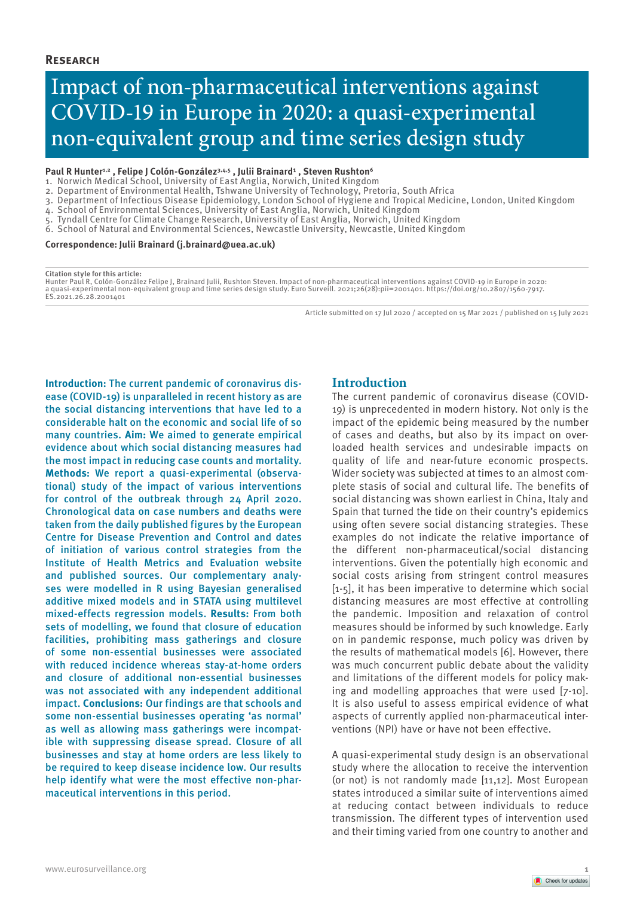**Research**

# Impact of non-pharmaceutical interventions against COVID-19 in Europe in 2020: a quasi-experimental non-equivalent group and time series design study

**Paul R Hunter[1,2] , Felipe J Colón-González[3,4,5] , Julii Brainard[1] , Steven Rushton[6]**

1. Norwich Medical School, University of East Anglia, Norwich, United Kingdom
2. Department of Environmental Health, Tshwane University of Technology, Pretoria, South Africa
3. Department of Infectious Disease Epidemiology, London School of Hygiene and Tropical Medicine, London, United Kingdom
4. School of Environmental Sciences, University of East Anglia, Norwich, United Kingdom
5. Tyndall Centre for Climate Change Research, University of East Anglia, Norwich, United Kingdom
6. School of Natural and Environmental Sciences, Newcastle University, Newcastle, United Kingdom

**Correspondence: Julii Brainard (j.brainard@uea.ac.uk)**

**Citation style for this article:**
Hunter Paul R, Colón-González Felipe J, Brainard Julii, Rushton Steven. Impact of non-pharmaceutical interventions against COVID-19 in Europe in 2020: a quasi-experimental non-equivalent group and time series design study. Euro Surveill. 2021;26(28):pii=2001401. https://doi.org/10.2807/1560-7917.ES.2021.26.28.2001401

Article submitted on 17 Jul 2020 / accepted on 15 Mar 2021 / published on 15 July 2021

**Introduction:** The current pandemic of coronavirus disease (COVID-19) is unparalleled in recent history as are the social distancing interventions that have led to a considerable halt on the economic and social life of so many countries. **Aim:** We aimed to generate empirical evidence about which social distancing measures had the most impact in reducing case counts and mortality. **Methods:** We report a quasi-experimental (observational) study of the impact of various interventions for control of the outbreak through 24 April 2020. Chronological data on case numbers and deaths were taken from the daily published figures by the European Centre for Disease Prevention and Control and dates of initiation of various control strategies from the Institute of Health Metrics and Evaluation website and published sources. Our complementary analyses were modelled in R using Bayesian generalised additive mixed models and in STATA using multilevel mixed-effects regression models. **Results:** From both sets of modelling, we found that closure of education facilities, prohibiting mass gatherings and closure of some non-essential businesses were associated with reduced incidence whereas stay-at-home orders and closure of additional non-essential businesses was not associated with any independent additional impact. **Conclusions:** Our findings are that schools and some non-essential businesses operating 'as normal' as well as allowing mass gatherings were incompatible with suppressing disease spread. Closure of all businesses and stay at home orders are less likely to be required to keep disease incidence low. Our results help identify what were the most effective non-pharmaceutical interventions in this period.

## Introduction

The current pandemic of coronavirus disease (COVID-19) is unprecedented in modern history. Not only is the impact of the epidemic being measured by the number of cases and deaths, but also by its impact on overloaded health services and undesirable impacts on quality of life and near-future economic prospects. Wider society was subjected at times to an almost complete stasis of social and cultural life. The benefits of social distancing was shown earliest in China, Italy and Spain that turned the tide on their country's epidemics using often severe social distancing strategies. These examples do not indicate the relative importance of the different non-pharmaceutical/social distancing interventions. Given the potentially high economic and social costs arising from stringent control measures [1-5], it has been imperative to determine which social distancing measures are most effective at controlling the pandemic. Imposition and relaxation of control measures should be informed by such knowledge. Early on in pandemic response, much policy was driven by the results of mathematical models [6]. However, there was much concurrent public debate about the validity and limitations of the different models for policy making and modelling approaches that were used [7-10]. It is also useful to assess empirical evidence of what aspects of currently applied non-pharmaceutical interventions (NPI) have or have not been effective.

A quasi-experimental study design is an observational study where the allocation to receive the intervention (or not) is not randomly made [11,12]. Most European states introduced a similar suite of interventions aimed at reducing contact between individuals to reduce transmission. The different types of intervention used and their timing varied from one country to another and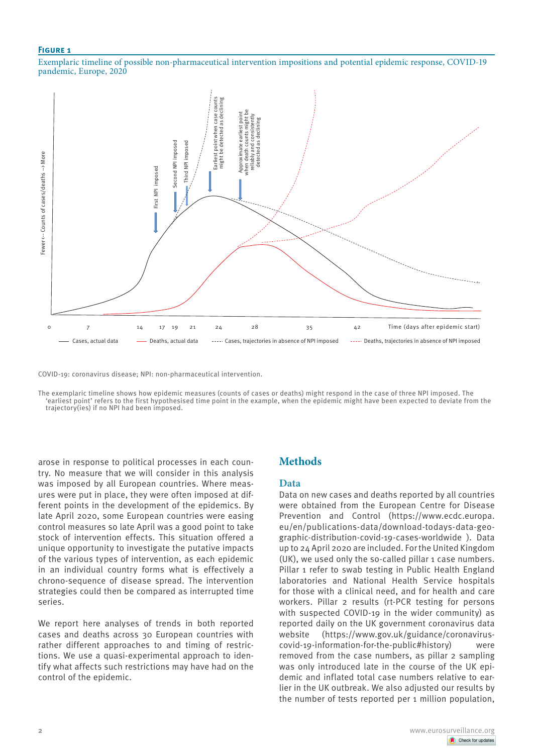**Figure 1**

Exemplaric timeline of possible non-pharmaceutical intervention impositions and potential epidemic response, COVID-19 pandemic, Europe, 2020

COVID-19: coronavirus disease; NPI: non-pharmaceutical intervention.

The exemplaric timeline shows how epidemic measures (counts of cases or deaths) might respond in the case of three NPI imposed. The 'earliest point' refers to the first hypothesised time point in the example, when the epidemic might have been expected to deviate from the trajectory(ies) if no NPI had been imposed.

arose in response to political processes in each country. No measure that we will consider in this analysis was imposed by all European countries. Where measures were put in place, they were often imposed at different points in the development of the epidemics. By late April 2020, some European countries were easing control measures so late April was a good point to take stock of intervention effects. This situation offered a unique opportunity to investigate the putative impacts of the various types of intervention, as each epidemic in an individual country forms what is effectively a chrono-sequence of disease spread. The intervention strategies could then be compared as interrupted time series.

We report here analyses of trends in both reported cases and deaths across 30 European countries with rather different approaches to and timing of restrictions. We use a quasi-experimental approach to identify what affects such restrictions may have had on the control of the epidemic.

## Methods

### Data

Data on new cases and deaths reported by all countries were obtained from the European Centre for Disease Prevention and Control (https://www.ecdc.europa.eu/en/publications-data/download-todays-data-geographic-distribution-covid-19-cases-worldwide ). Data up to 24 April 2020 are included. For the United Kingdom (UK), we used only the so-called pillar 1 case numbers. Pillar 1 refer to swab testing in Public Health England laboratories and National Health Service hospitals for those with a clinical need, and for health and care workers. Pillar 2 results (rt-PCR testing for persons with suspected COVID-19 in the wider community) as reported daily on the UK government coronavirus data website (https://www.gov.uk/guidance/coronavirus-covid-19-information-for-the-public#history) were removed from the case numbers, as pillar 2 sampling was only introduced late in the course of the UK epidemic and inflated total case numbers relative to earlier in the UK outbreak. We also adjusted our results by the number of tests reported per 1 million population,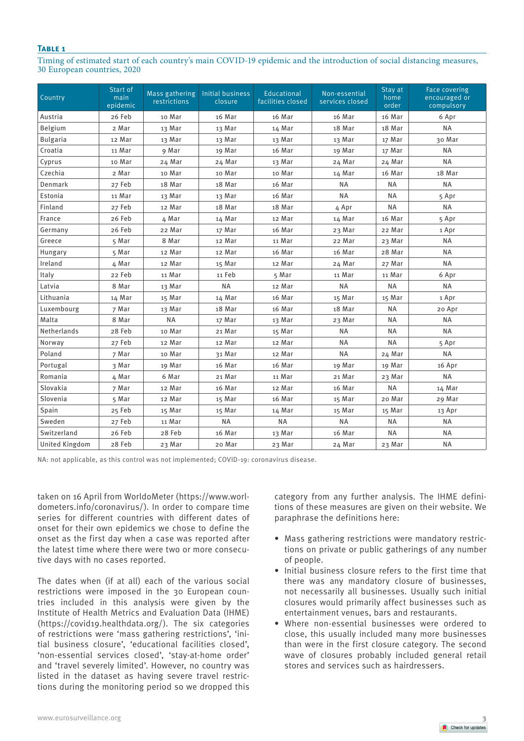**Table 1**

Timing of estimated start of each country's main COVID-19 epidemic and the introduction of social distancing measures, 30 European countries, 2020

| Country | Start of main epidemic | Mass gathering restrictions | Initial business closure | Educational facilities closed | Non-essential services closed | Stay at home order | Face covering encouraged or compulsory |
|---|---|---|---|---|---|---|---|
| Austria | 26 Feb | 10 Mar | 16 Mar | 16 Mar | 16 Mar | 16 Mar | 6 Apr |
| Belgium | 2 Mar | 13 Mar | 13 Mar | 14 Mar | 18 Mar | 18 Mar | NA |
| Bulgaria | 12 Mar | 13 Mar | 13 Mar | 13 Mar | 13 Mar | 17 Mar | 30 Mar |
| Croatia | 11 Mar | 9 Mar | 19 Mar | 16 Mar | 19 Mar | 17 Mar | NA |
| Cyprus | 10 Mar | 24 Mar | 24 Mar | 13 Mar | 24 Mar | 24 Mar | NA |
| Czechia | 2 Mar | 10 Mar | 10 Mar | 10 Mar | 14 Mar | 16 Mar | 18 Mar |
| Denmark | 27 Feb | 18 Mar | 18 Mar | 16 Mar | NA | NA | NA |
| Estonia | 11 Mar | 13 Mar | 13 Mar | 16 Mar | NA | NA | 5 Apr |
| Finland | 27 Feb | 12 Mar | 18 Mar | 18 Mar | 4 Apr | NA | NA |
| France | 26 Feb | 4 Mar | 14 Mar | 12 Mar | 14 Mar | 16 Mar | 5 Apr |
| Germany | 26 Feb | 22 Mar | 17 Mar | 16 Mar | 23 Mar | 22 Mar | 1 Apr |
| Greece | 5 Mar | 8 Mar | 12 Mar | 11 Mar | 22 Mar | 23 Mar | NA |
| Hungary | 5 Mar | 12 Mar | 12 Mar | 16 Mar | 16 Mar | 28 Mar | NA |
| Ireland | 4 Mar | 12 Mar | 15 Mar | 12 Mar | 24 Mar | 27 Mar | NA |
| Italy | 22 Feb | 11 Mar | 11 Feb | 5 Mar | 11 Mar | 11 Mar | 6 Apr |
| Latvia | 8 Mar | 13 Mar | NA | 12 Mar | NA | NA | NA |
| Lithuania | 14 Mar | 15 Mar | 14 Mar | 16 Mar | 15 Mar | 15 Mar | 1 Apr |
| Luxembourg | 7 Mar | 13 Mar | 18 Mar | 16 Mar | 18 Mar | NA | 20 Apr |
| Malta | 8 Mar | NA | 17 Mar | 13 Mar | 23 Mar | NA | NA |
| Netherlands | 28 Feb | 10 Mar | 21 Mar | 15 Mar | NA | NA | NA |
| Norway | 27 Feb | 12 Mar | 12 Mar | 12 Mar | NA | NA | 5 Apr |
| Poland | 7 Mar | 10 Mar | 31 Mar | 12 Mar | NA | 24 Mar | NA |
| Portugal | 3 Mar | 19 Mar | 16 Mar | 16 Mar | 19 Mar | 19 Mar | 16 Apr |
| Romania | 4 Mar | 6 Mar | 21 Mar | 11 Mar | 21 Mar | 23 Mar | NA |
| Slovakia | 7 Mar | 12 Mar | 16 Mar | 12 Mar | 16 Mar | NA | 14 Mar |
| Slovenia | 5 Mar | 12 Mar | 15 Mar | 16 Mar | 15 Mar | 20 Mar | 29 Mar |
| Spain | 25 Feb | 15 Mar | 15 Mar | 14 Mar | 15 Mar | 15 Mar | 13 Apr |
| Sweden | 27 Feb | 11 Mar | NA | NA | NA | NA | NA |
| Switzerland | 26 Feb | 28 Feb | 16 Mar | 13 Mar | 16 Mar | NA | NA |
| United Kingdom | 28 Feb | 23 Mar | 20 Mar | 23 Mar | 24 Mar | 23 Mar | NA |

NA: not applicable, as this control was not implemented; COVID-19: coronavirus disease.

taken on 16 April from WorldoMeter (https://www.worldometers.info/coronavirus/). In order to compare time series for different countries with different dates of onset for their own epidemics we chose to define the onset as the first day when a case was reported after the latest time where there were two or more consecutive days with no cases reported.

The dates when (if at all) each of the various social restrictions were imposed in the 30 European countries included in this analysis were given by the Institute of Health Metrics and Evaluation Data (IHME) (https://covid19.healthdata.org/). The six categories of restrictions were 'mass gathering restrictions', 'initial business closure', 'educational facilities closed', 'non-essential services closed', 'stay-at-home order' and 'travel severely limited'. However, no country was listed in the dataset as having severe travel restrictions during the monitoring period so we dropped this category from any further analysis. The IHME definitions of these measures are given on their website. We paraphrase the definitions here:

- Mass gathering restrictions were mandatory restrictions on private or public gatherings of any number of people.
- Initial business closure refers to the first time that there was any mandatory closure of businesses, not necessarily all businesses. Usually such initial closures would primarily affect businesses such as entertainment venues, bars and restaurants.
- Where non-essential businesses were ordered to close, this usually included many more businesses than were in the first closure category. The second wave of closures probably included general retail stores and services such as hairdressers.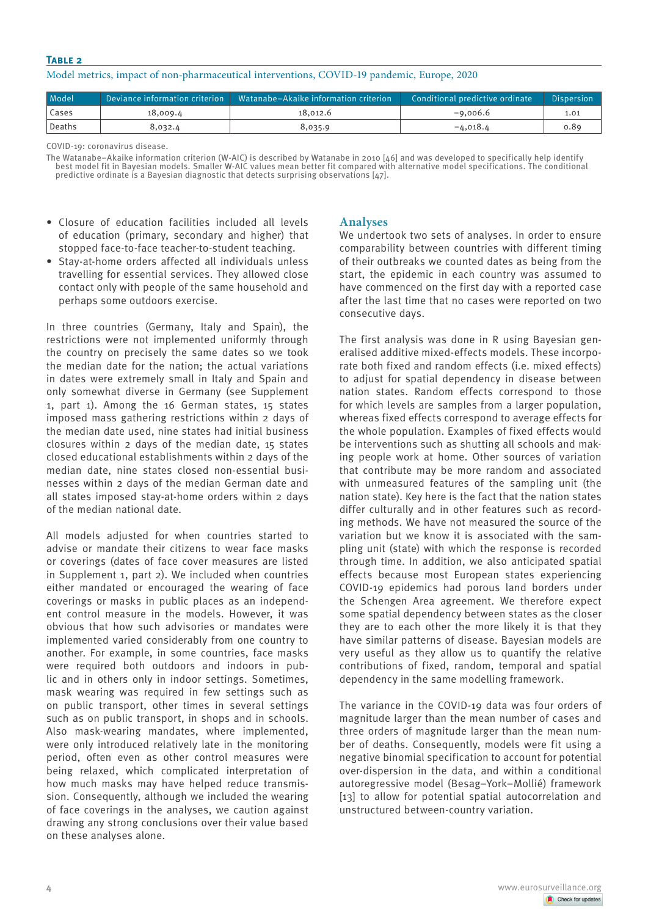**Table 2**

Model metrics, impact of non-pharmaceutical interventions, COVID-19 pandemic, Europe, 2020

| Model | Deviance information criterion | Watanabe–Akaike information criterion | Conditional predictive ordinate | Dispersion |
|---|---|---|---|---|
| Cases | 18,009.4 | 18,012.6 | −9,006.6 | 1.01 |
| Deaths | 8,032.4 | 8,035.9 | −4,018.4 | 0.89 |

COVID-19: coronavirus disease.

The Watanabe–Akaike information criterion (W-AIC) is described by Watanabe in 2010 [46] and was developed to specifically help identify best model fit in Bayesian models. Smaller W-AIC values mean better fit compared with alternative model specifications. The conditional predictive ordinate is a Bayesian diagnostic that detects surprising observations [47].

- Closure of education facilities included all levels of education (primary, secondary and higher) that stopped face-to-face teacher-to-student teaching.
- Stay-at-home orders affected all individuals unless travelling for essential services. They allowed close contact only with people of the same household and perhaps some outdoors exercise.

In three countries (Germany, Italy and Spain), the restrictions were not implemented uniformly through the country on precisely the same dates so we took the median date for the nation; the actual variations in dates were extremely small in Italy and Spain and only somewhat diverse in Germany (see Supplement 1, part 1). Among the 16 German states, 15 states imposed mass gathering restrictions within 2 days of the median date used, nine states had initial business closures within 2 days of the median date, 15 states closed educational establishments within 2 days of the median date, nine states closed non-essential businesses within 2 days of the median German date and all states imposed stay-at-home orders within 2 days of the median national date.

All models adjusted for when countries started to advise or mandate their citizens to wear face masks or coverings (dates of face cover measures are listed in Supplement 1, part 2). We included when countries either mandated or encouraged the wearing of face coverings or masks in public places as an independent control measure in the models. However, it was obvious that how such advisories or mandates were implemented varied considerably from one country to another. For example, in some countries, face masks were required both outdoors and indoors in public and in others only in indoor settings. Sometimes, mask wearing was required in few settings such as on public transport, other times in several settings such as on public transport, in shops and in schools. Also mask-wearing mandates, where implemented, were only introduced relatively late in the monitoring period, often even as other control measures were being relaxed, which complicated interpretation of how much masks may have helped reduce transmission. Consequently, although we included the wearing of face coverings in the analyses, we caution against drawing any strong conclusions over their value based on these analyses alone.

## Analyses

We undertook two sets of analyses. In order to ensure comparability between countries with different timing of their outbreaks we counted dates as being from the start, the epidemic in each country was assumed to have commenced on the first day with a reported case after the last time that no cases were reported on two consecutive days.

The first analysis was done in R using Bayesian generalised additive mixed-effects models. These incorporate both fixed and random effects (i.e. mixed effects) to adjust for spatial dependency in disease between nation states. Random effects correspond to those for which levels are samples from a larger population, whereas fixed effects correspond to average effects for the whole population. Examples of fixed effects would be interventions such as shutting all schools and making people work at home. Other sources of variation that contribute may be more random and associated with unmeasured features of the sampling unit (the nation state). Key here is the fact that the nation states differ culturally and in other features such as recording methods. We have not measured the source of the variation but we know it is associated with the sampling unit (state) with which the response is recorded through time. In addition, we also anticipated spatial effects because most European states experiencing COVID-19 epidemics had porous land borders under the Schengen Area agreement. We therefore expect some spatial dependency between states as the closer they are to each other the more likely it is that they have similar patterns of disease. Bayesian models are very useful as they allow us to quantify the relative contributions of fixed, random, temporal and spatial dependency in the same modelling framework.

The variance in the COVID-19 data was four orders of magnitude larger than the mean number of cases and three orders of magnitude larger than the mean number of deaths. Consequently, models were fit using a negative binomial specification to account for potential over-dispersion in the data, and within a conditional autoregressive model (Besag–York–Mollié) framework [13] to allow for potential spatial autocorrelation and unstructured between-country variation.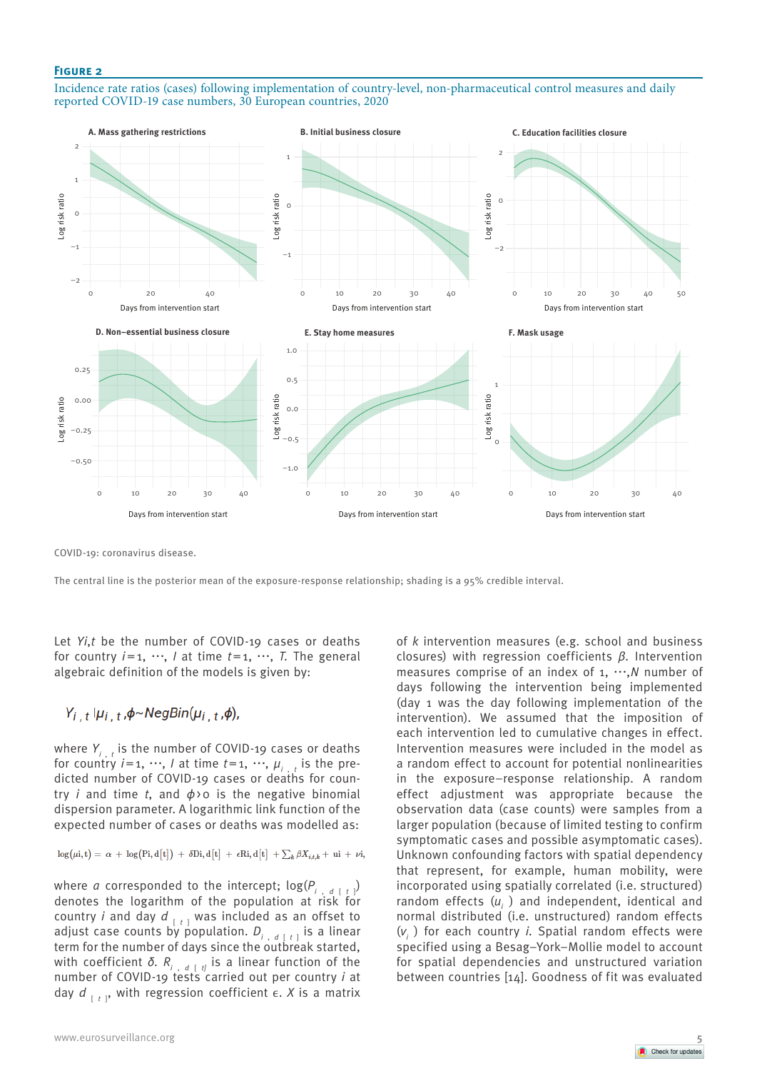**Figure 2**

Incidence rate ratios (cases) following implementation of country-level, non-pharmaceutical control measures and daily reported COVID-19 case numbers, 30 European countries, 2020

COVID-19: coronavirus disease.

The central line is the posterior mean of the exposure-response relationship; shading is a 95% credible interval.

Let $Y_{i,t}$ be the number of COVID-19 cases or deaths for country $i=1, \cdots, I$ at time $t=1, \cdots, T$. The general algebraic definition of the models is given by:

$$Y_{i,t} | \mu_{i,t}, \phi \sim NegBin(\mu_{i,t}, \phi),$$

where $Y_{i,t}$ is the number of COVID-19 cases or deaths for country $i=1, \cdots, I$ at time $t=1, \cdots, \mu_{i,t}$ is the predicted number of COVID-19 cases or deaths for country $i$ and time $t$, and $\phi > 0$ is the negative binomial dispersion parameter. A logarithmic link function of the expected number of cases or deaths was modelled as:

$$\log(\mu i, t) = \alpha + \log(Pi, d[t]) + \delta Di, d[t] + \epsilon Ri, d[t] + \sum_k \beta X_{i,t,k} + ui + \nu i,$$

where $\alpha$ corresponded to the intercept; $\log(P_{i, d[t]})$ denotes the logarithm of the population at risk for country $i$ and day $d_{[t]}$ was included as an offset to adjust case counts by population. $D_{i, d[t]}$ is a linear term for the number of days since the outbreak started, with coefficient $\delta$. $R_{i, d[t]}$ is a linear function of the number of COVID-19 tests carried out per country $i$ at day $d_{[t]}$, with regression coefficient $\epsilon$. $X$ is a matrix of $k$ intervention measures (e.g. school and business closures) with regression coefficients $\beta$. Intervention measures comprise of an index of 1, $\cdots$,$N$ number of days following the intervention being implemented (day 1 was the day following implementation of the intervention). We assumed that the imposition of each intervention led to cumulative changes in effect. Intervention measures were included in the model as a random effect to account for potential nonlinearities in the exposure–response relationship. A random effect adjustment was appropriate because the observation data (case counts) were samples from a larger population (because of limited testing to confirm symptomatic cases and possible asymptomatic cases). Unknown confounding factors with spatial dependency that represent, for example, human mobility, were incorporated using spatially correlated (i.e. structured) random effects ($u_i$) and independent, identical and normal distributed (i.e. unstructured) random effects ($v_i$) for each country $i$. Spatial random effects were specified using a Besag–York–Mollie model to account for spatial dependencies and unstructured variation between countries [14]. Goodness of fit was evaluated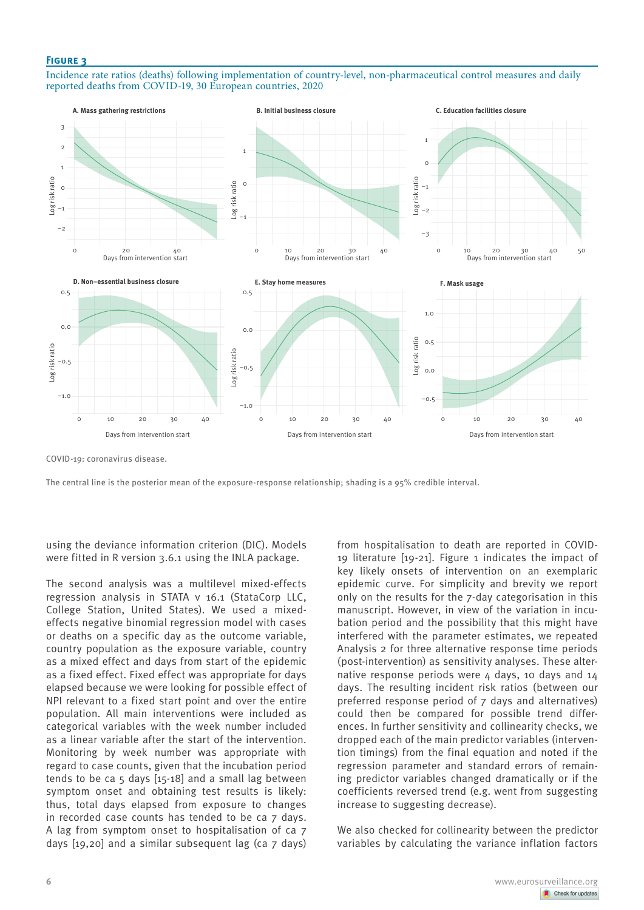**Figure 3**

Incidence rate ratios (deaths) following implementation of country-level, non-pharmaceutical control measures and daily reported deaths from COVID-19, 30 European countries, 2020

COVID-19: coronavirus disease.

The central line is the posterior mean of the exposure-response relationship; shading is a 95% credible interval.

using the deviance information criterion (DIC). Models were fitted in R version 3.6.1 using the INLA package.

The second analysis was a multilevel mixed-effects regression analysis in STATA v 16.1 (StataCorp LLC, College Station, United States). We used a mixed-effects negative binomial regression model with cases or deaths on a specific day as the outcome variable, country population as the exposure variable, country as a mixed effect and days from start of the epidemic as a fixed effect. Fixed effect was appropriate for days elapsed because we were looking for possible effect of NPI relevant to a fixed start point and over the entire population. All main interventions were included as categorical variables with the week number included as a linear variable after the start of the intervention. Monitoring by week number was appropriate with regard to case counts, given that the incubation period tends to be ca 5 days [15-18] and a small lag between symptom onset and obtaining test results is likely: thus, total days elapsed from exposure to changes in recorded case counts has tended to be ca 7 days. A lag from symptom onset to hospitalisation of ca 7 days [19,20] and a similar subsequent lag (ca 7 days) from hospitalisation to death are reported in COVID-19 literature [19-21]. Figure 1 indicates the impact of key likely onsets of intervention on an exemplaric epidemic curve. For simplicity and brevity we report only on the results for the 7-day categorisation in this manuscript. However, in view of the variation in incubation period and the possibility that this might have interfered with the parameter estimates, we repeated Analysis 2 for three alternative response time periods (post-intervention) as sensitivity analyses. These alternative response periods were 4 days, 10 days and 14 days. The resulting incident risk ratios (between our preferred response period of 7 days and alternatives) could then be compared for possible trend differences. In further sensitivity and collinearity checks, we dropped each of the main predictor variables (intervention timings) from the final equation and noted if the regression parameter and standard errors of remaining predictor variables changed dramatically or if the coefficients reversed trend (e.g. went from suggesting increase to suggesting decrease).

We also checked for collinearity between the predictor variables by calculating the variance inflation factors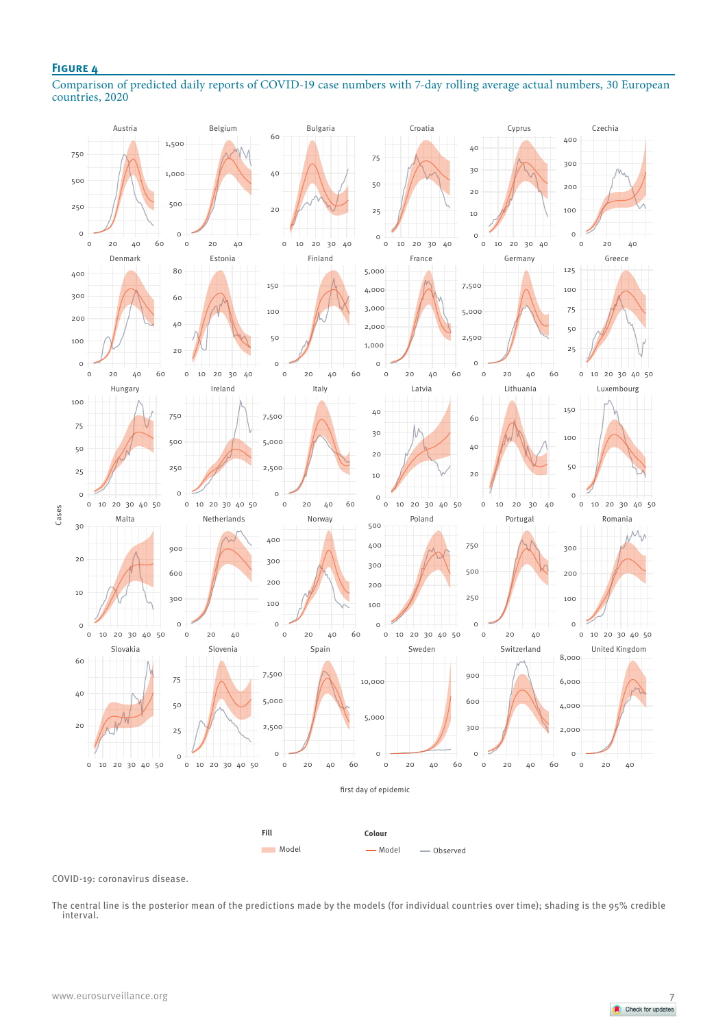#### Figure 4

Comparison of predicted daily reports of COVID-19 case numbers with 7-day rolling average actual numbers, 30 European countries, 2020

COVID-19: coronavirus disease.

The central line is the posterior mean of the predictions made by the models (for individual countries over time); shading is the 95% credible interval.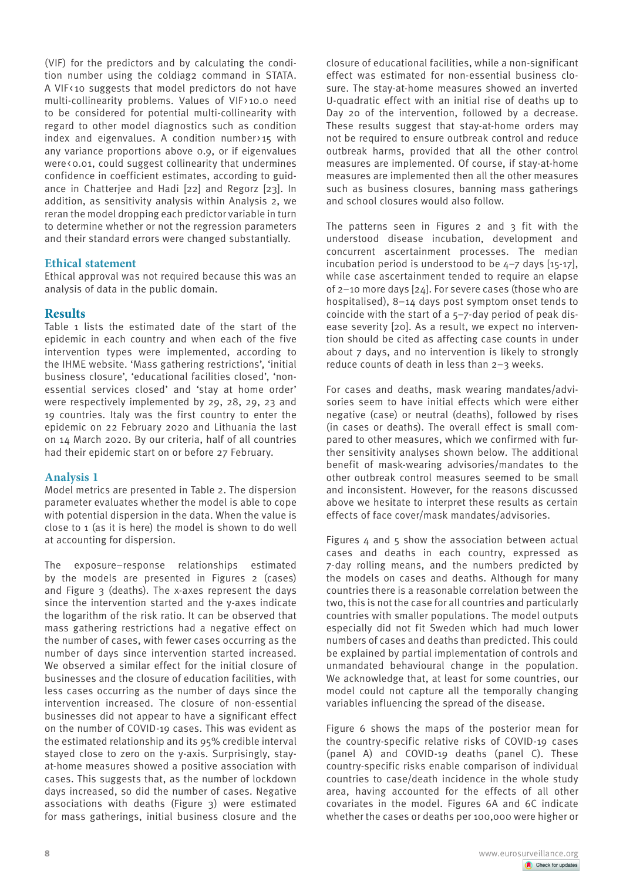(VIF) for the predictors and by calculating the condition number using the coldiag2 command in STATA. A VIF < 10 suggests that model predictors do not have multi-collinearity problems. Values of VIF > 10.0 need to be considered for potential multi-collinearity with regard to other model diagnostics such as condition index and eigenvalues. A condition number > 15 with any variance proportions above 0.9, or if eigenvalues were < 0.01, could suggest collinearity that undermines confidence in coefficient estimates, according to guidance in Chatterjee and Hadi [22] and Regorz [23]. In addition, as sensitivity analysis within Analysis 2, we reran the model dropping each predictor variable in turn to determine whether or not the regression parameters and their standard errors were changed substantially.

## Ethical statement

Ethical approval was not required because this was an analysis of data in the public domain.

# Results

Table 1 lists the estimated date of the start of the epidemic in each country and when each of the five intervention types were implemented, according to the IHME website. 'Mass gathering restrictions', 'initial business closure', 'educational facilities closed', 'non-essential services closed' and 'stay at home order' were respectively implemented by 29, 28, 29, 23 and 19 countries. Italy was the first country to enter the epidemic on 22 February 2020 and Lithuania the last on 14 March 2020. By our criteria, half of all countries had their epidemic start on or before 27 February.

## Analysis 1

Model metrics are presented in Table 2. The dispersion parameter evaluates whether the model is able to cope with potential dispersion in the data. When the value is close to 1 (as it is here) the model is shown to do well at accounting for dispersion.

The exposure–response relationships estimated by the models are presented in Figures 2 (cases) and Figure 3 (deaths). The x-axes represent the days since the intervention started and the y-axes indicate the logarithm of the risk ratio. It can be observed that mass gathering restrictions had a negative effect on the number of cases, with fewer cases occurring as the number of days since intervention started increased. We observed a similar effect for the initial closure of businesses and the closure of education facilities, with less cases occurring as the number of days since the intervention increased. The closure of non-essential businesses did not appear to have a significant effect on the number of COVID-19 cases. This was evident as the estimated relationship and its 95% credible interval stayed close to zero on the y-axis. Surprisingly, stay-at-home measures showed a positive association with cases. This suggests that, as the number of lockdown days increased, so did the number of cases. Negative associations with deaths (Figure 3) were estimated for mass gatherings, initial business closure and the closure of educational facilities, while a non-significant effect was estimated for non-essential business closure. The stay-at-home measures showed an inverted U-quadratic effect with an initial rise of deaths up to Day 20 of the intervention, followed by a decrease. These results suggest that stay-at-home orders may not be required to ensure outbreak control and reduce outbreak harms, provided that all the other control measures are implemented. Of course, if stay-at-home measures are implemented then all the other measures such as business closures, banning mass gatherings and school closures would also follow.

The patterns seen in Figures 2 and 3 fit with the understood disease incubation, development and concurrent ascertainment processes. The median incubation period is understood to be 4–7 days [15-17], while case ascertainment tended to require an elapse of 2–10 more days [24]. For severe cases (those who are hospitalised), 8–14 days post symptom onset tends to coincide with the start of a 5–7-day period of peak disease severity [20]. As a result, we expect no intervention should be cited as affecting case counts in under about 7 days, and no intervention is likely to strongly reduce counts of death in less than 2–3 weeks.

For cases and deaths, mask wearing mandates/advisories seem to have initial effects which were either negative (case) or neutral (deaths), followed by rises (in cases or deaths). The overall effect is small compared to other measures, which we confirmed with further sensitivity analyses shown below. The additional benefit of mask-wearing advisories/mandates to the other outbreak control measures seemed to be small and inconsistent. However, for the reasons discussed above we hesitate to interpret these results as certain effects of face cover/mask mandates/advisories.

Figures 4 and 5 show the association between actual cases and deaths in each country, expressed as 7-day rolling means, and the numbers predicted by the models on cases and deaths. Although for many countries there is a reasonable correlation between the two, this is not the case for all countries and particularly countries with smaller populations. The model outputs especially did not fit Sweden which had much lower numbers of cases and deaths than predicted. This could be explained by partial implementation of controls and unmandated behavioural change in the population. We acknowledge that, at least for some countries, our model could not capture all the temporally changing variables influencing the spread of the disease.

Figure 6 shows the maps of the posterior mean for the country-specific relative risks of COVID-19 cases (panel A) and COVID-19 deaths (panel C). These country-specific risks enable comparison of individual countries to case/death incidence in the whole study area, having accounted for the effects of all other covariates in the model. Figures 6A and 6C indicate whether the cases or deaths per 100,000 were higher or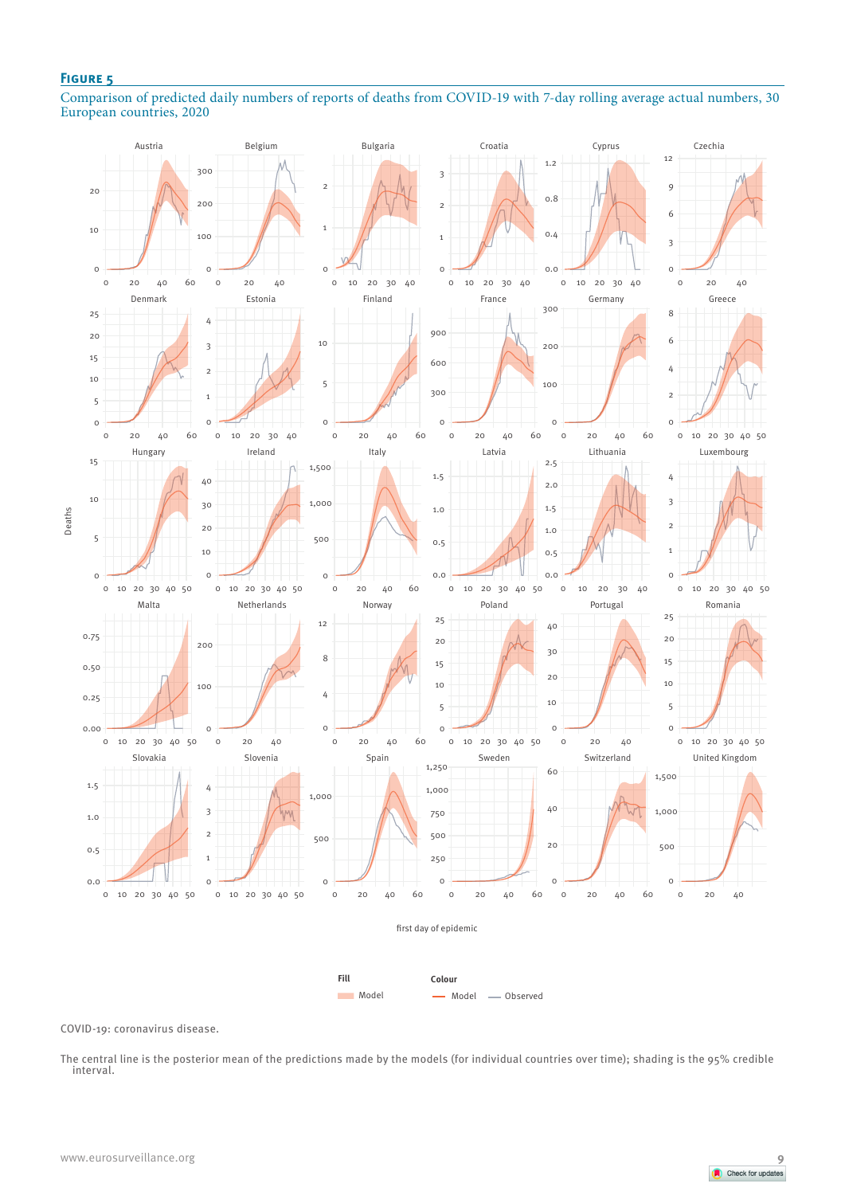## Figure 5

Comparison of predicted daily numbers of reports of deaths from COVID-19 with 7-day rolling average actual numbers, 30 European countries, 2020

COVID-19: coronavirus disease.

The central line is the posterior mean of the predictions made by the models (for individual countries over time); shading is the 95% credible interval.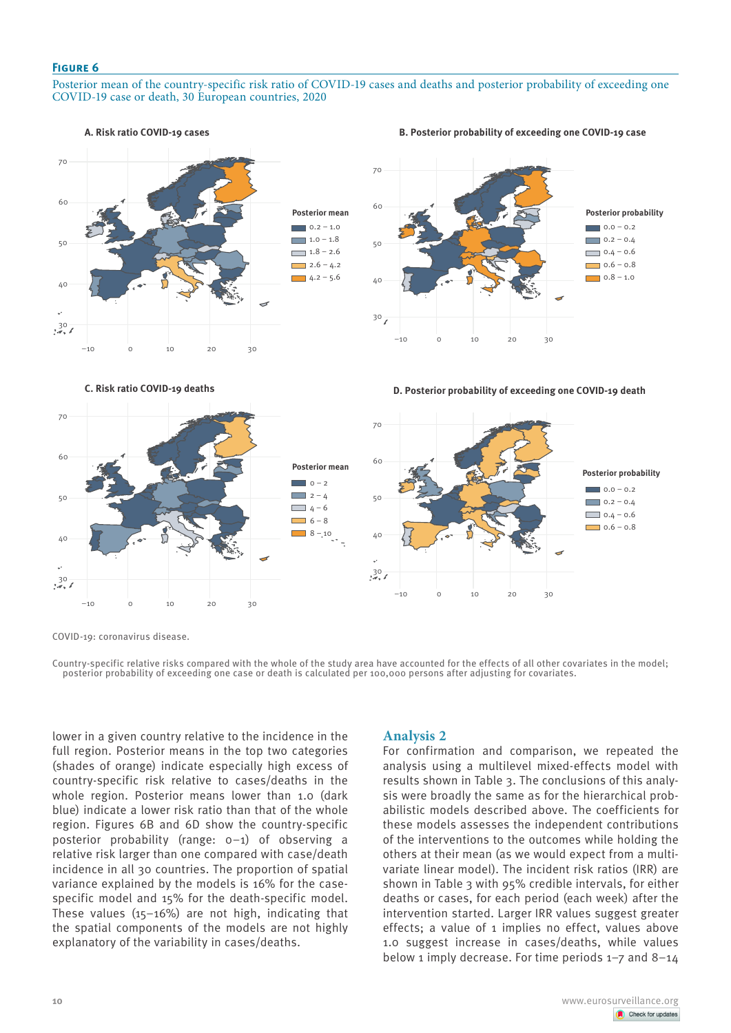**Figure 6**

Posterior mean of the country-specific risk ratio of COVID-19 cases and deaths and posterior probability of exceeding one COVID-19 case or death, 30 European countries, 2020

A. Risk ratio COVID-19 cases

Posterior mean: 0.2 – 1.0; 1.0 – 1.8; 1.8 – 2.6; 2.6 – 4.2; 4.2 – 5.6

B. Posterior probability of exceeding one COVID-19 case

Posterior probability: 0.0 – 0.2; 0.2 – 0.4; 0.4 – 0.6; 0.6 – 0.8; 0.8 – 1.0

C. Risk ratio COVID-19 deaths

Posterior mean: 0 – 2; 2 – 4; 4 – 6; 6 – 8; 8 – 10

D. Posterior probability of exceeding one COVID-19 death

Posterior probability: 0.0 – 0.2; 0.2 – 0.4; 0.4 – 0.6; 0.6 – 0.8

COVID-19: coronavirus disease.

Country-specific relative risks compared with the whole of the study area have accounted for the effects of all other covariates in the model; posterior probability of exceeding one case or death is calculated per 100,000 persons after adjusting for covariates.

lower in a given country relative to the incidence in the full region. Posterior means in the top two categories (shades of orange) indicate especially high excess of country-specific risk relative to cases/deaths in the whole region. Posterior means lower than 1.0 (dark blue) indicate a lower risk ratio than that of the whole region. Figures 6B and 6D show the country-specific posterior probability (range: 0–1) of observing a relative risk larger than one compared with case/death incidence in all 30 countries. The proportion of spatial variance explained by the models is 16% for the case-specific model and 15% for the death-specific model. These values (15–16%) are not high, indicating that the spatial components of the models are not highly explanatory of the variability in cases/deaths.

## Analysis 2

For confirmation and comparison, we repeated the analysis using a multilevel mixed-effects model with results shown in Table 3. The conclusions of this analysis were broadly the same as for the hierarchical probabilistic models described above. The coefficients for these models assesses the independent contributions of the interventions to the outcomes while holding the others at their mean (as we would expect from a multivariate linear model). The incident risk ratios (IRR) are shown in Table 3 with 95% credible intervals, for either deaths or cases, for each period (each week) after the intervention started. Larger IRR values suggest greater effects; a value of 1 implies no effect, values above 1.0 suggest increase in cases/deaths, while values below 1 imply decrease. For time periods 1–7 and 8–14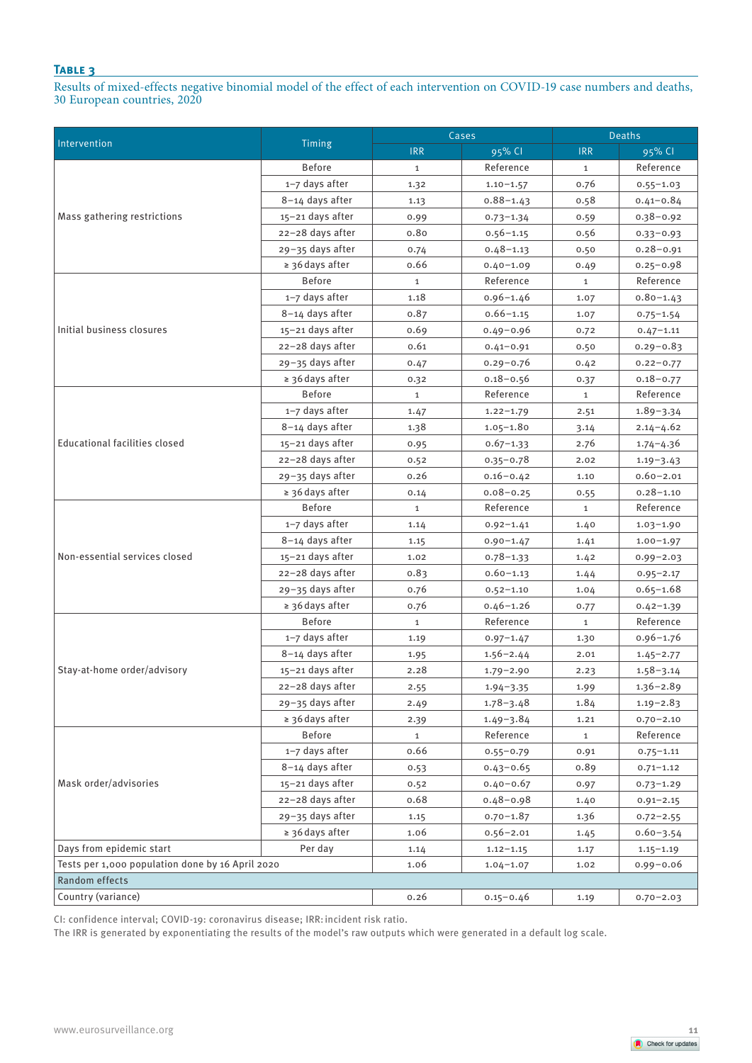**Table 3**

Results of mixed-effects negative binomial model of the effect of each intervention on COVID-19 case numbers and deaths, 30 European countries, 2020

| Intervention | Timing | Cases | | Deaths | |
|---|---|---|---|---|---|
| | | IRR | 95% CI | IRR | 95% CI |
| Mass gathering restrictions | Before | 1 | Reference | 1 | Reference |
| | 1–7 days after | 1.32 | 1.10–1.57 | 0.76 | 0.55–1.03 |
| | 8–14 days after | 1.13 | 0.88–1.43 | 0.58 | 0.41–0.84 |
| | 15–21 days after | 0.99 | 0.73–1.34 | 0.59 | 0.38–0.92 |
| | 22–28 days after | 0.80 | 0.56–1.15 | 0.56 | 0.33–0.93 |
| | 29–35 days after | 0.74 | 0.48–1.13 | 0.50 | 0.28–0.91 |
| | ≥ 36 days after | 0.66 | 0.40–1.09 | 0.49 | 0.25–0.98 |
| Initial business closures | Before | 1 | Reference | 1 | Reference |
| | 1–7 days after | 1.18 | 0.96–1.46 | 1.07 | 0.80–1.43 |
| | 8–14 days after | 0.87 | 0.66–1.15 | 1.07 | 0.75–1.54 |
| | 15–21 days after | 0.69 | 0.49–0.96 | 0.72 | 0.47–1.11 |
| | 22–28 days after | 0.61 | 0.41–0.91 | 0.50 | 0.29–0.83 |
| | 29–35 days after | 0.47 | 0.29–0.76 | 0.42 | 0.22–0.77 |
| | ≥ 36 days after | 0.32 | 0.18–0.56 | 0.37 | 0.18–0.77 |
| Educational facilities closed | Before | 1 | Reference | 1 | Reference |
| | 1–7 days after | 1.47 | 1.22–1.79 | 2.51 | 1.89–3.34 |
| | 8–14 days after | 1.38 | 1.05–1.80 | 3.14 | 2.14–4.62 |
| | 15–21 days after | 0.95 | 0.67–1.33 | 2.76 | 1.74–4.36 |
| | 22–28 days after | 0.52 | 0.35–0.78 | 2.02 | 1.19–3.43 |
| | 29–35 days after | 0.26 | 0.16–0.42 | 1.10 | 0.60–2.01 |
| | ≥ 36 days after | 0.14 | 0.08–0.25 | 0.55 | 0.28–1.10 |
| Non-essential services closed | Before | 1 | Reference | 1 | Reference |
| | 1–7 days after | 1.14 | 0.92–1.41 | 1.40 | 1.03–1.90 |
| | 8–14 days after | 1.15 | 0.90–1.47 | 1.41 | 1.00–1.97 |
| | 15–21 days after | 1.02 | 0.78–1.33 | 1.42 | 0.99–2.03 |
| | 22–28 days after | 0.83 | 0.60–1.13 | 1.44 | 0.95–2.17 |
| | 29–35 days after | 0.76 | 0.52–1.10 | 1.04 | 0.65–1.68 |
| | ≥ 36 days after | 0.76 | 0.46–1.26 | 0.77 | 0.42–1.39 |
| Stay-at-home order/advisory | Before | 1 | Reference | 1 | Reference |
| | 1–7 days after | 1.19 | 0.97–1.47 | 1.30 | 0.96–1.76 |
| | 8–14 days after | 1.95 | 1.56–2.44 | 2.01 | 1.45–2.77 |
| | 15–21 days after | 2.28 | 1.79–2.90 | 2.23 | 1.58–3.14 |
| | 22–28 days after | 2.55 | 1.94–3.35 | 1.99 | 1.36–2.89 |
| | 29–35 days after | 2.49 | 1.78–3.48 | 1.84 | 1.19–2.83 |
| | ≥ 36 days after | 2.39 | 1.49–3.84 | 1.21 | 0.70–2.10 |
| Mask order/advisories | Before | 1 | Reference | 1 | Reference |
| | 1–7 days after | 0.66 | 0.55–0.79 | 0.91 | 0.75–1.11 |
| | 8–14 days after | 0.53 | 0.43–0.65 | 0.89 | 0.71–1.12 |
| | 15–21 days after | 0.52 | 0.40–0.67 | 0.97 | 0.73–1.29 |
| | 22–28 days after | 0.68 | 0.48–0.98 | 1.40 | 0.91–2.15 |
| | 29–35 days after | 1.15 | 0.70–1.87 | 1.36 | 0.72–2.55 |
| | ≥ 36 days after | 1.06 | 0.56–2.01 | 1.45 | 0.60–3.54 |
| Days from epidemic start | Per day | 1.14 | 1.12–1.15 | 1.17 | 1.15–1.19 |
| Tests per 1,000 population done by 16 April 2020 | | 1.06 | 1.04–1.07 | 1.02 | 0.99–0.06 |
| Random effects | | | | | |
| Country (variance) | | 0.26 | 0.15–0.46 | 1.19 | 0.70–2.03 |

CI: confidence interval; COVID-19: coronavirus disease; IRR: incident risk ratio.

The IRR is generated by exponentiating the results of the model's raw outputs which were generated in a default log scale.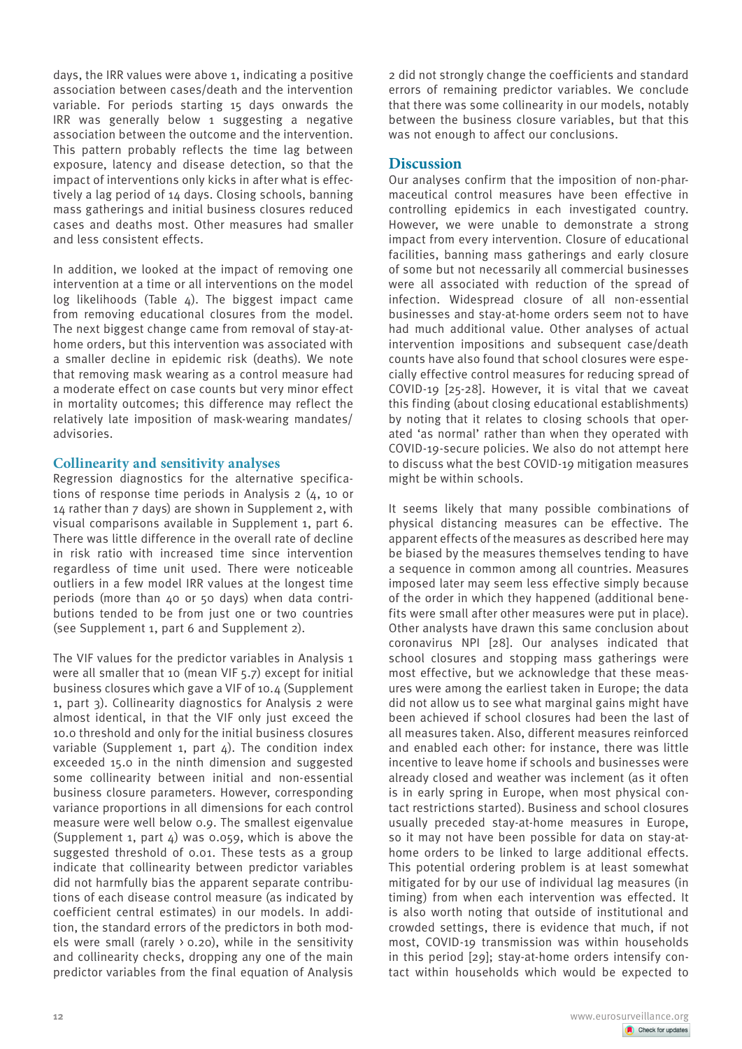days, the IRR values were above 1, indicating a positive association between cases/death and the intervention variable. For periods starting 15 days onwards the IRR was generally below 1 suggesting a negative association between the outcome and the intervention. This pattern probably reflects the time lag between exposure, latency and disease detection, so that the impact of interventions only kicks in after what is effectively a lag period of 14 days. Closing schools, banning mass gatherings and initial business closures reduced cases and deaths most. Other measures had smaller and less consistent effects.

In addition, we looked at the impact of removing one intervention at a time or all interventions on the model log likelihoods (Table 4). The biggest impact came from removing educational closures from the model. The next biggest change came from removal of stay-at-home orders, but this intervention was associated with a smaller decline in epidemic risk (deaths). We note that removing mask wearing as a control measure had a moderate effect on case counts but very minor effect in mortality outcomes; this difference may reflect the relatively late imposition of mask-wearing mandates/advisories.

## Collinearity and sensitivity analyses

Regression diagnostics for the alternative specifications of response time periods in Analysis 2 (4, 10 or 14 rather than 7 days) are shown in Supplement 2, with visual comparisons available in Supplement 1, part 6. There was little difference in the overall rate of decline in risk ratio with increased time since intervention regardless of time unit used. There were noticeable outliers in a few model IRR values at the longest time periods (more than 40 or 50 days) when data contributions tended to be from just one or two countries (see Supplement 1, part 6 and Supplement 2).

The VIF values for the predictor variables in Analysis 1 were all smaller that 10 (mean VIF 5.7) except for initial business closures which gave a VIF of 10.4 (Supplement 1, part 3). Collinearity diagnostics for Analysis 2 were almost identical, in that the VIF only just exceed the 10.0 threshold and only for the initial business closures variable (Supplement 1, part 4). The condition index exceeded 15.0 in the ninth dimension and suggested some collinearity between initial and non-essential business closure parameters. However, corresponding variance proportions in all dimensions for each control measure were well below 0.9. The smallest eigenvalue (Supplement 1, part 4) was 0.059, which is above the suggested threshold of 0.01. These tests as a group indicate that collinearity between predictor variables did not harmfully bias the apparent separate contributions of each disease control measure (as indicated by coefficient central estimates) in our models. In addition, the standard errors of the predictors in both models were small (rarely > 0.20), while in the sensitivity and collinearity checks, dropping any one of the main predictor variables from the final equation of Analysis 2 did not strongly change the coefficients and standard errors of remaining predictor variables. We conclude that there was some collinearity in our models, notably between the business closure variables, but that this was not enough to affect our conclusions.

# Discussion

Our analyses confirm that the imposition of non-pharmaceutical control measures have been effective in controlling epidemics in each investigated country. However, we were unable to demonstrate a strong impact from every intervention. Closure of educational facilities, banning mass gatherings and early closure of some but not necessarily all commercial businesses were all associated with reduction of the spread of infection. Widespread closure of all non-essential businesses and stay-at-home orders seem not to have had much additional value. Other analyses of actual intervention impositions and subsequent case/death counts have also found that school closures were especially effective control measures for reducing spread of COVID-19 [25-28]. However, it is vital that we caveat this finding (about closing educational establishments) by noting that it relates to closing schools that operated 'as normal' rather than when they operated with COVID-19-secure policies. We also do not attempt here to discuss what the best COVID-19 mitigation measures might be within schools.

It seems likely that many possible combinations of physical distancing measures can be effective. The apparent effects of the measures as described here may be biased by the measures themselves tending to have a sequence in common among all countries. Measures imposed later may seem less effective simply because of the order in which they happened (additional benefits were small after other measures were put in place). Other analysts have drawn this same conclusion about coronavirus NPI [28]. Our analyses indicated that school closures and stopping mass gatherings were most effective, but we acknowledge that these measures were among the earliest taken in Europe; the data did not allow us to see what marginal gains might have been achieved if school closures had been the last of all measures taken. Also, different measures reinforced and enabled each other: for instance, there was little incentive to leave home if schools and businesses were already closed and weather was inclement (as it often is in early spring in Europe, when most physical contact restrictions started). Business and school closures usually preceded stay-at-home measures in Europe, so it may not have been possible for data on stay-at-home orders to be linked to large additional effects. This potential ordering problem is at least somewhat mitigated for by our use of individual lag measures (in timing) from when each intervention was effected. It is also worth noting that outside of institutional and crowded settings, there is evidence that much, if not most, COVID-19 transmission was within households in this period [29]; stay-at-home orders intensify contact within households which would be expected to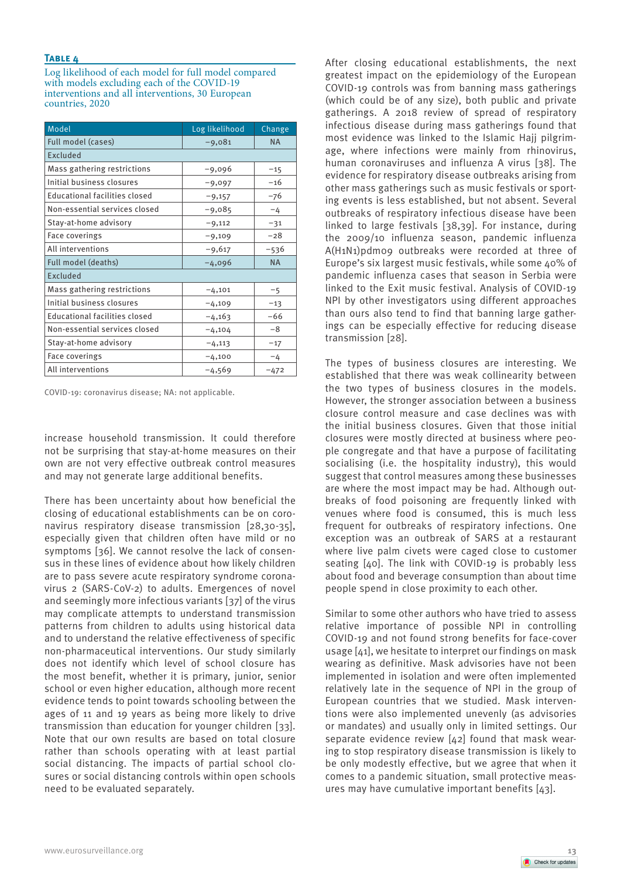**Table 4**

Log likelihood of each model for full model compared with models excluding each of the COVID-19 interventions and all interventions, 30 European countries, 2020

| Model | Log likelihood | Change |
|---|---|---|
| Full model (cases) | −9,081 | NA |
| Excluded | | |
| Mass gathering restrictions | −9,096 | −15 |
| Initial business closures | −9,097 | −16 |
| Educational facilities closed | −9,157 | −76 |
| Non-essential services closed | −9,085 | −4 |
| Stay-at-home advisory | −9,112 | −31 |
| Face coverings | −9,109 | −28 |
| All interventions | −9,617 | −536 |
| Full model (deaths) | −4,096 | NA |
| Excluded | | |
| Mass gathering restrictions | −4,101 | −5 |
| Initial business closures | −4,109 | −13 |
| Educational facilities closed | −4,163 | −66 |
| Non-essential services closed | −4,104 | −8 |
| Stay-at-home advisory | −4,113 | −17 |
| Face coverings | −4,100 | −4 |
| All interventions | −4,569 | −472 |

COVID-19: coronavirus disease; NA: not applicable.

increase household transmission. It could therefore not be surprising that stay-at-home measures on their own are not very effective outbreak control measures and may not generate large additional benefits.

There has been uncertainty about how beneficial the closing of educational establishments can be on coronavirus respiratory disease transmission [28,30-35], especially given that children often have mild or no symptoms [36]. We cannot resolve the lack of consensus in these lines of evidence about how likely children are to pass severe acute respiratory syndrome coronavirus 2 (SARS-CoV-2) to adults. Emergences of novel and seemingly more infectious variants [37] of the virus may complicate attempts to understand transmission patterns from children to adults using historical data and to understand the relative effectiveness of specific non-pharmaceutical interventions. Our study similarly does not identify which level of school closure has the most benefit, whether it is primary, junior, senior school or even higher education, although more recent evidence tends to point towards schooling between the ages of 11 and 19 years as being more likely to drive transmission than education for younger children [33]. Note that our own results are based on total closure rather than schools operating with at least partial social distancing. The impacts of partial school closures or social distancing controls within open schools need to be evaluated separately.

After closing educational establishments, the next greatest impact on the epidemiology of the European COVID-19 controls was from banning mass gatherings (which could be of any size), both public and private gatherings. A 2018 review of spread of respiratory infectious disease during mass gatherings found that most evidence was linked to the Islamic Hajj pilgrimage, where infections were mainly from rhinovirus, human coronaviruses and influenza A virus [38]. The evidence for respiratory disease outbreaks arising from other mass gatherings such as music festivals or sporting events is less established, but not absent. Several outbreaks of respiratory infectious disease have been linked to large festivals [38,39]. For instance, during the 2009/10 influenza season, pandemic influenza A(H1N1)pdm09 outbreaks were recorded at three of Europe's six largest music festivals, while some 40% of pandemic influenza cases that season in Serbia were linked to the Exit music festival. Analysis of COVID-19 NPI by other investigators using different approaches than ours also tend to find that banning large gatherings can be especially effective for reducing disease transmission [28].

The types of business closures are interesting. We established that there was weak collinearity between the two types of business closures in the models. However, the stronger association between a business closure control measure and case declines was with the initial business closures. Given that those initial closures were mostly directed at business where people congregate and that have a purpose of facilitating socialising (i.e. the hospitality industry), this would suggest that control measures among these businesses are where the most impact may be had. Although outbreaks of food poisoning are frequently linked with venues where food is consumed, this is much less frequent for outbreaks of respiratory infections. One exception was an outbreak of SARS at a restaurant where live palm civets were caged close to customer seating [40]. The link with COVID-19 is probably less about food and beverage consumption than about time people spend in close proximity to each other.

Similar to some other authors who have tried to assess relative importance of possible NPI in controlling COVID-19 and not found strong benefits for face-cover usage [41], we hesitate to interpret our findings on mask wearing as definitive. Mask advisories have not been implemented in isolation and were often implemented relatively late in the sequence of NPI in the group of European countries that we studied. Mask interventions were also implemented unevenly (as advisories or mandates) and usually only in limited settings. Our separate evidence review [42] found that mask wearing to stop respiratory disease transmission is likely to be only modestly effective, but we agree that when it comes to a pandemic situation, small protective measures may have cumulative important benefits [43].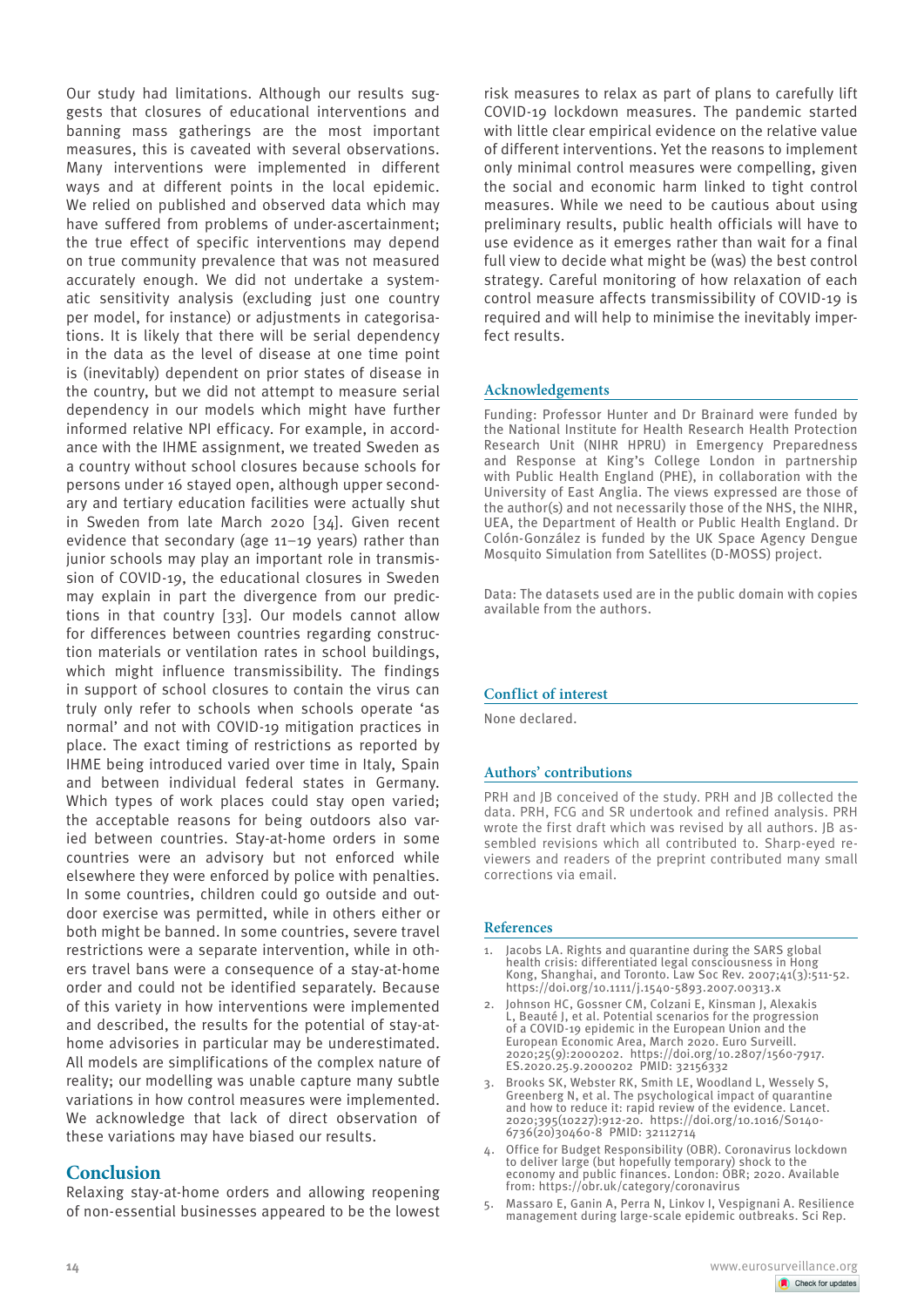Our study had limitations. Although our results suggests that closures of educational interventions and banning mass gatherings are the most important measures, this is caveated with several observations. Many interventions were implemented in different ways and at different points in the local epidemic. We relied on published and observed data which may have suffered from problems of under-ascertainment; the true effect of specific interventions may depend on true community prevalence that was not measured accurately enough. We did not undertake a systematic sensitivity analysis (excluding just one country per model, for instance) or adjustments in categorisations. It is likely that there will be serial dependency in the data as the level of disease at one time point is (inevitably) dependent on prior states of disease in the country, but we did not attempt to measure serial dependency in our models which might have further informed relative NPI efficacy. For example, in accordance with the IHME assignment, we treated Sweden as a country without school closures because schools for persons under 16 stayed open, although upper secondary and tertiary education facilities were actually shut in Sweden from late March 2020 [34]. Given recent evidence that secondary (age 11–19 years) rather than junior schools may play an important role in transmission of COVID-19, the educational closures in Sweden may explain in part the divergence from our predictions in that country [33]. Our models cannot allow for differences between countries regarding construction materials or ventilation rates in school buildings, which might influence transmissibility. The findings in support of school closures to contain the virus can truly only refer to schools when schools operate 'as normal' and not with COVID-19 mitigation practices in place. The exact timing of restrictions as reported by IHME being introduced varied over time in Italy, Spain and between individual federal states in Germany. Which types of work places could stay open varied; the acceptable reasons for being outdoors also varied between countries. Stay-at-home orders in some countries were an advisory but not enforced while elsewhere they were enforced by police with penalties. In some countries, children could go outside and outdoor exercise was permitted, while in others either or both might be banned. In some countries, severe travel restrictions were a separate intervention, while in others travel bans were a consequence of a stay-at-home order and could not be identified separately. Because of this variety in how interventions were implemented and described, the results for the potential of stay-at-home advisories in particular may be underestimated. All models are simplifications of the complex nature of reality; our modelling was unable capture many subtle variations in how control measures were implemented. We acknowledge that lack of direct observation of these variations may have biased our results.

## Conclusion

Relaxing stay-at-home orders and allowing reopening of non-essential businesses appeared to be the lowest risk measures to relax as part of plans to carefully lift COVID-19 lockdown measures. The pandemic started with little clear empirical evidence on the relative value of different interventions. Yet the reasons to implement only minimal control measures were compelling, given the social and economic harm linked to tight control measures. While we need to be cautious about using preliminary results, public health officials will have to use evidence as it emerges rather than wait for a final full view to decide what might be (was) the best control strategy. Careful monitoring of how relaxation of each control measure affects transmissibility of COVID-19 is required and will help to minimise the inevitably imperfect results.

## Acknowledgements

Funding: Professor Hunter and Dr Brainard were funded by the National Institute for Health Research Health Protection Research Unit (NIHR HPRU) in Emergency Preparedness and Response at King's College London in partnership with Public Health England (PHE), in collaboration with the University of East Anglia. The views expressed are those of the author(s) and not necessarily those of the NHS, the NIHR, UEA, the Department of Health or Public Health England. Dr Colón-González is funded by the UK Space Agency Dengue Mosquito Simulation from Satellites (D-MOSS) project.

Data: The datasets used are in the public domain with copies available from the authors.

## Conflict of interest

None declared.

## Authors' contributions

PRH and JB conceived of the study. PRH and JB collected the data. PRH, FCG and SR undertook and refined analysis. PRH wrote the first draft which was revised by all authors. JB assembled revisions which all contributed to. Sharp-eyed reviewers and readers of the preprint contributed many small corrections via email.

## References

1. Jacobs LA. Rights and quarantine during the SARS global health crisis: differentiated legal consciousness in Hong Kong, Shanghai, and Toronto. Law Soc Rev. 2007;41(3):511-52. https://doi.org/10.1111/j.1540-5893.2007.00313.x
2. Johnson HC, Gossner CM, Colzani E, Kinsman J, Alexakis L, Beauté J, et al. Potential scenarios for the progression of a COVID-19 epidemic in the European Union and the European Economic Area, March 2020. Euro Surveill. 2020;25(9):2000202. https://doi.org/10.2807/1560-7917.ES.2020.25.9.2000202 PMID: 32156332
3. Brooks SK, Webster RK, Smith LE, Woodland L, Wessely S, Greenberg N, et al. The psychological impact of quarantine and how to reduce it: rapid review of the evidence. Lancet. 2020;395(10227):912-20. https://doi.org/10.1016/S0140-6736(20)30460-8 PMID: 32112714
4. Office for Budget Responsibility (OBR). Coronavirus lockdown to deliver large (but hopefully temporary) shock to the economy and public finances. London: OBR; 2020. Available from: https://obr.uk/category/coronavirus
5. Massaro E, Ganin A, Perra N, Linkov I, Vespignani A. Resilience management during large-scale epidemic outbreaks. Sci Rep.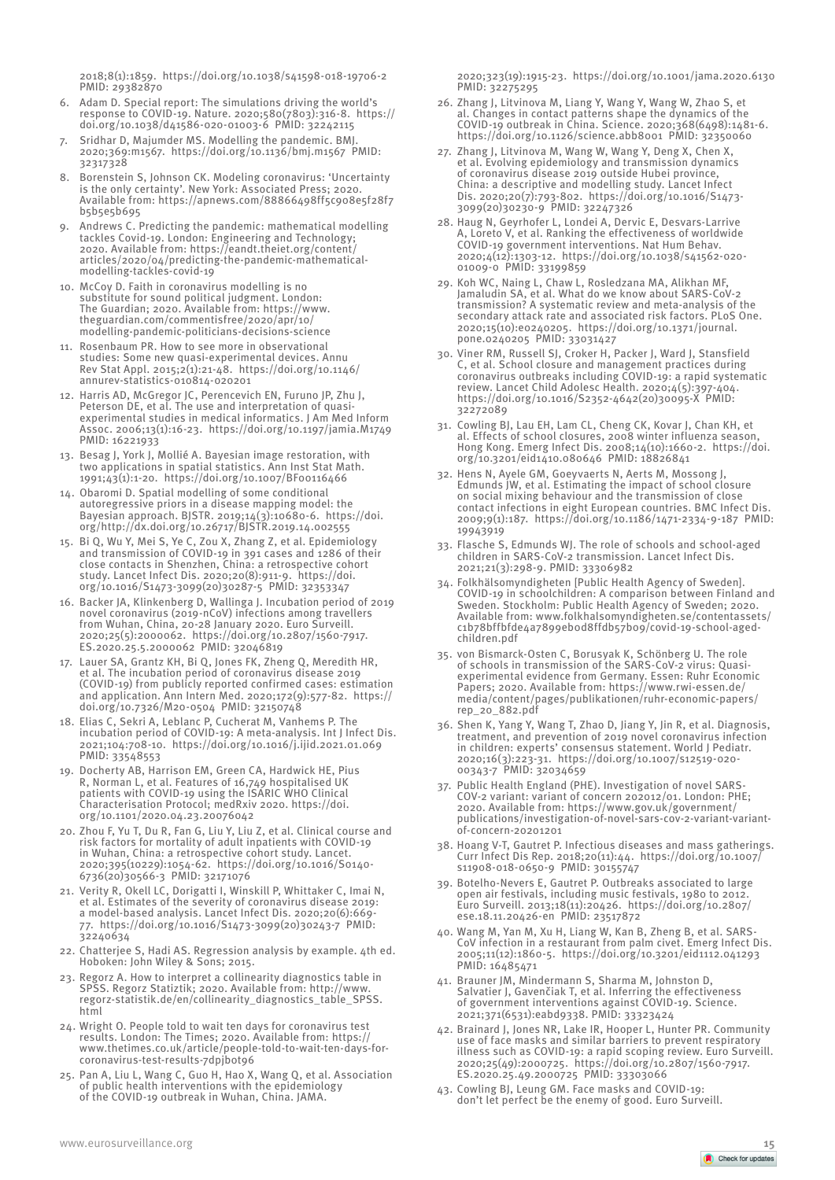2018;8(1):1859. https://doi.org/10.1038/s41598-018-19706-2 PMID: 29382870

6. Adam D. Special report: The simulations driving the world's response to COVID-19. Nature. 2020;580(7803):316-8. https://doi.org/10.1038/d41586-020-01003-6 PMID: 32242115
7. Sridhar D, Majumder MS. Modelling the pandemic. BMJ. 2020;369:m1567. https://doi.org/10.1136/bmj.m1567 PMID: 32317328
8. Borenstein S, Johnson CK. Modeling coronavirus: 'Uncertainty is the only certainty'. New York: Associated Press; 2020. Available from: https://apnews.com/88866498ff5c908e5f28f7b5b5e5b695
9. Andrews C. Predicting the pandemic: mathematical modelling tackles Covid-19. London: Engineering and Technology; 2020. Available from: https://eandt.theiet.org/content/articles/2020/04/predicting-the-pandemic-mathematical-modelling-tackles-covid-19
10. McCoy D. Faith in coronavirus modelling is no substitute for sound political judgment. London: The Guardian; 2020. Available from: https://www.theguardian.com/commentisfree/2020/apr/10/modelling-pandemic-politicians-decisions-science
11. Rosenbaum PR. How to see more in observational studies: Some new quasi-experimental devices. Annu Rev Stat Appl. 2015;2(1):21-48. https://doi.org/10.1146/annurev-statistics-010814-020201
12. Harris AD, McGregor JC, Perencevich EN, Furuno JP, Zhu J, Peterson DE, et al. The use and interpretation of quasi-experimental studies in medical informatics. J Am Med Inform Assoc. 2006;13(1):16-23. https://doi.org/10.1197/jamia.M1749 PMID: 16221933
13. Besag J, York J, Mollié A. Bayesian image restoration, with two applications in spatial statistics. Ann Inst Stat Math. 1991;43(1):1-20. https://doi.org/10.1007/BF00116466
14. Obaromi D. Spatial modelling of some conditional autoregressive priors in a disease mapping model: the Bayesian approach. BJSTR. 2019;14(3):10680-6. https://doi.org/http://dx.doi.org/10.26717/BJSTR.2019.14.002555
15. Bi Q, Wu Y, Mei S, Ye C, Zou X, Zhang Z, et al. Epidemiology and transmission of COVID-19 in 391 cases and 1286 of their close contacts in Shenzhen, China: a retrospective cohort study. Lancet Infect Dis. 2020;20(8):911-9. https://doi.org/10.1016/S1473-3099(20)30287-5 PMID: 32353347
16. Backer JA, Klinkenberg D, Wallinga J. Incubation period of 2019 novel coronavirus (2019-nCoV) infections among travellers from Wuhan, China, 20-28 January 2020. Euro Surveill. 2020;25(5):2000062. https://doi.org/10.2807/1560-7917.ES.2020.25.5.2000062 PMID: 32046819
17. Lauer SA, Grantz KH, Bi Q, Jones FK, Zheng Q, Meredith HR, et al. The incubation period of coronavirus disease 2019 (COVID-19) from publicly reported confirmed cases: estimation and application. Ann Intern Med. 2020;172(9):577-82. https://doi.org/10.7326/M20-0504 PMID: 32150748
18. Elias C, Sekri A, Leblanc P, Cucherat M, Vanhems P. The incubation period of COVID-19: A meta-analysis. Int J Infect Dis. 2021;104:708-10. https://doi.org/10.1016/j.ijid.2021.01.069 PMID: 33548553
19. Docherty AB, Harrison EM, Green CA, Hardwick HE, Pius R, Norman L, et al. Features of 16,749 hospitalised UK patients with COVID-19 using the ISARIC WHO Clinical Characterisation Protocol; medRxiv 2020. https://doi.org/10.1101/2020.04.23.20076042
20. Zhou F, Yu T, Du R, Fan G, Liu Y, Liu Z, et al. Clinical course and risk factors for mortality of adult inpatients with COVID-19 in Wuhan, China: a retrospective cohort study. Lancet. 2020;395(10229):1054-62. https://doi.org/10.1016/S0140-6736(20)30566-3 PMID: 32171076
21. Verity R, Okell LC, Dorigatti I, Winskill P, Whittaker C, Imai N, et al. Estimates of the severity of coronavirus disease 2019: a model-based analysis. Lancet Infect Dis. 2020;20(6):669-77. https://doi.org/10.1016/S1473-3099(20)30243-7 PMID: 32240634
22. Chatterjee S, Hadi AS. Regression analysis by example. 4th ed. Hoboken: John Wiley & Sons; 2015.
23. Regorz A. How to interpret a collinearity diagnostics table in SPSS. Regorz Statiztik; 2020. Available from: http://www.regorz-statistik.de/en/collinearity_diagnostics_table_SPSS.html
24. Wright O. People told to wait ten days for coronavirus test results. London: The Times; 2020. Available from: https://www.thetimes.co.uk/article/people-told-to-wait-ten-days-for-coronavirus-test-results-7dpjbot96
25. Pan A, Liu L, Wang C, Guo H, Hao X, Wang Q, et al. Association of public health interventions with the epidemiology of the COVID-19 outbreak in Wuhan, China. JAMA. 2020;323(19):1915-23. https://doi.org/10.1001/jama.2020.6130 PMID: 32275295
26. Zhang J, Litvinova M, Liang Y, Wang Y, Wang W, Zhao S, et al. Changes in contact patterns shape the dynamics of the COVID-19 outbreak in China. Science. 2020;368(6498):1481-6. https://doi.org/10.1126/science.abb8001 PMID: 32350060
27. Zhang J, Litvinova M, Wang W, Wang Y, Deng X, Chen X, et al. Evolving epidemiology and transmission dynamics of coronavirus disease 2019 outside Hubei province, China: a descriptive and modelling study. Lancet Infect Dis. 2020;20(7):793-802. https://doi.org/10.1016/S1473-3099(20)30230-9 PMID: 32247326
28. Haug N, Geyrhofer L, Londei A, Dervic E, Desvars-Larrive A, Loreto V, et al. Ranking the effectiveness of worldwide COVID-19 government interventions. Nat Hum Behav. 2020;4(12):1303-12. https://doi.org/10.1038/s41562-020-01009-0 PMID: 33199859
29. Koh WC, Naing L, Chaw L, Rosledzana MA, Alikhan MF, Jamaludin SA, et al. What do we know about SARS-CoV-2 transmission? A systematic review and meta-analysis of the secondary attack rate and associated risk factors. PLoS One. 2020;15(10):e0240205. https://doi.org/10.1371/journal.pone.0240205 PMID: 33031427
30. Viner RM, Russell SJ, Croker H, Packer J, Ward J, Stansfield C, et al. School closure and management practices during coronavirus outbreaks including COVID-19: a rapid systematic review. Lancet Child Adolesc Health. 2020;4(5):397-404. https://doi.org/10.1016/S2352-4642(20)30095-X PMID: 32272089
31. Cowling BJ, Lau EH, Lam CL, Cheng CK, Kovar J, Chan KH, et al. Effects of school closures, 2008 winter influenza season, Hong Kong. Emerg Infect Dis. 2008;14(10):1660-2. https://doi.org/10.3201/eid1410.080646 PMID: 18826841
32. Hens N, Ayele GM, Goeyvaerts N, Aerts M, Mossong J, Edmunds JW, et al. Estimating the impact of school closure on social mixing behaviour and the transmission of close contact infections in eight European countries. BMC Infect Dis. 2009;9(1):187. https://doi.org/10.1186/1471-2334-9-187 PMID: 19943919
33. Flasche S, Edmunds WJ. The role of schools and school-aged children in SARS-CoV-2 transmission. Lancet Infect Dis. 2021;21(3):298-9. PMID: 33306982
34. Folkhälsomyndigheten [Public Health Agency of Sweden]. COVID-19 in schoolchildren: A comparison between Finland and Sweden. Stockholm: Public Health Agency of Sweden; 2020. Available from: www.folkhalsomyndigheten.se/contentassets/c1b78bffbfde4a7899eb0d8ffdb57b09/covid-19-school-aged-children.pdf
35. von Bismarck-Osten C, Borusyak K, Schönberg U. The role of schools in transmission of the SARS-CoV-2 virus: Quasi-experimental evidence from Germany. Essen: Ruhr Economic Papers; 2020. Available from: https://www.rwi-essen.de/media/content/pages/publikationen/ruhr-economic-papers/rep_20_882.pdf
36. Shen K, Yang Y, Wang T, Zhao D, Jiang Y, Jin R, et al. Diagnosis, treatment, and prevention of 2019 novel coronavirus infection in children: experts' consensus statement. World J Pediatr. 2020;16(3):223-31. https://doi.org/10.1007/s12519-020-00343-7 PMID: 32034659
37. Public Health England (PHE). Investigation of novel SARS-COV-2 variant: variant of concern 202012/01. London: PHE; 2020. Available from: https://www.gov.uk/government/publications/investigation-of-novel-sars-cov-2-variant-variant-of-concern-20201201
38. Hoang V-T, Gautret P. Infectious diseases and mass gatherings. Curr Infect Dis Rep. 2018;20(11):44. https://doi.org/10.1007/s11908-018-0650-9 PMID: 30155747
39. Botelho-Nevers E, Gautret P. Outbreaks associated to large open air festivals, including music festivals, 1980 to 2012. Euro Surveill. 2013;18(11):20426. https://doi.org/10.2807/ese.18.11.20426-en PMID: 23517872
40. Wang M, Yan M, Xu H, Liang W, Kan B, Zheng B, et al. SARS-CoV infection in a restaurant from palm civet. Emerg Infect Dis. 2005;11(12):1860-5. https://doi.org/10.3201/eid1112.041293 PMID: 16485471
41. Brauner JM, Mindermann S, Sharma M, Johnston D, Salvatier J, Gavenčiak T, et al. Inferring the effectiveness of government interventions against COVID-19. Science. 2021;371(6531):eabd9338. PMID: 33323424
42. Brainard J, Jones NR, Lake IR, Hooper L, Hunter PR. Community use of face masks and similar barriers to prevent respiratory illness such as COVID-19: a rapid scoping review. Euro Surveill. 2020;25(49):2000725. https://doi.org/10.2807/1560-7917.ES.2020.25.49.2000725 PMID: 33303066
43. Cowling BJ, Leung GM. Face masks and COVID-19: don't let perfect be the enemy of good. Euro Surveill.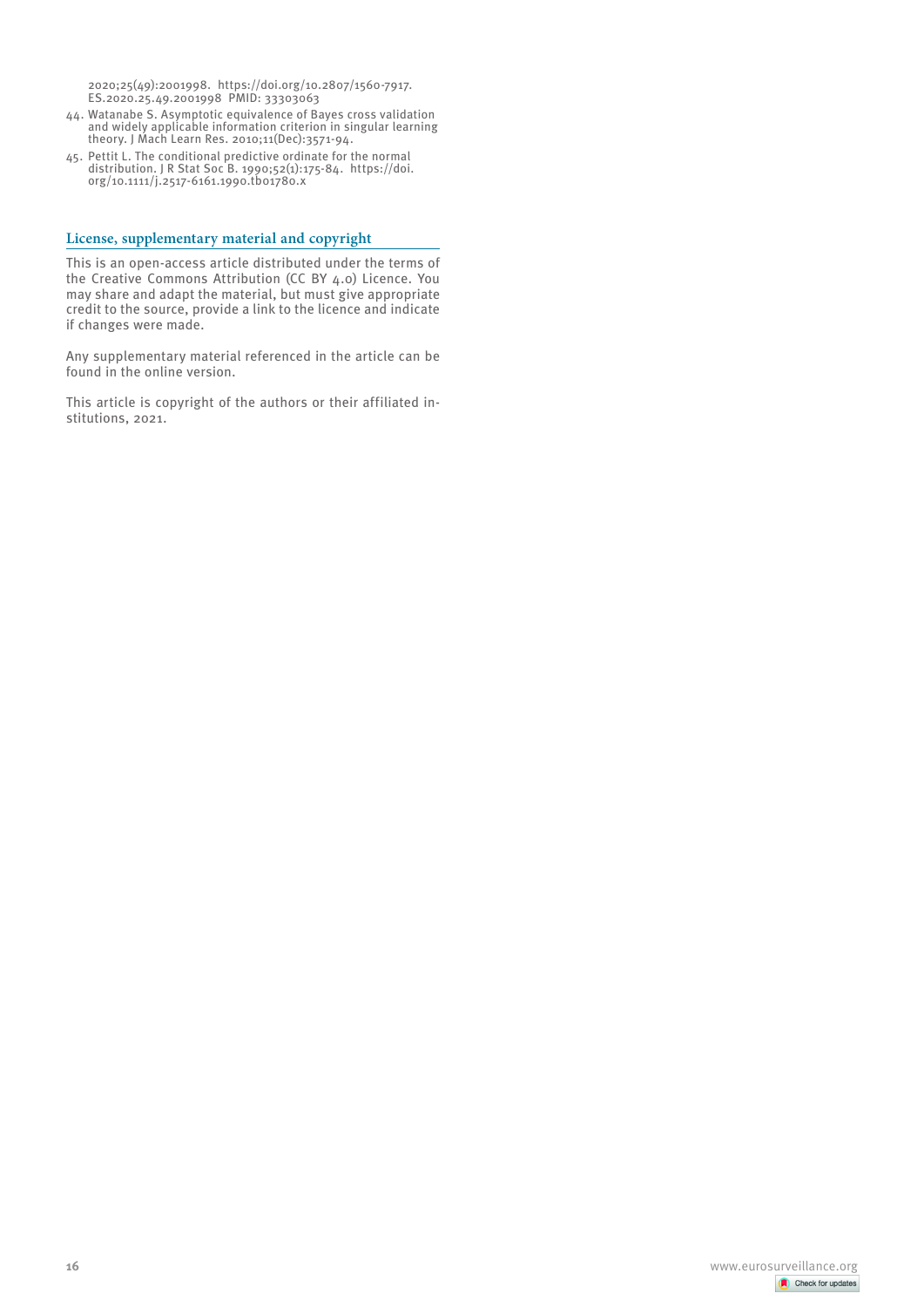2020;25(49):2001998. https://doi.org/10.2807/1560-7917.ES.2020.25.49.2001998 PMID: 33303063

44. Watanabe S. Asymptotic equivalence of Bayes cross validation and widely applicable information criterion in singular learning theory. J Mach Learn Res. 2010;11(Dec):3571-94.
45. Pettit L. The conditional predictive ordinate for the normal distribution. J R Stat Soc B. 1990;52(1):175-84. https://doi.org/10.1111/j.2517-6161.1990.tb01780.x

## License, supplementary material and copyright

This is an open-access article distributed under the terms of the Creative Commons Attribution (CC BY 4.0) Licence. You may share and adapt the material, but must give appropriate credit to the source, provide a link to the licence and indicate if changes were made.

Any supplementary material referenced in the article can be found in the online version.

This article is copyright of the authors or their affiliated institutions, 2021.